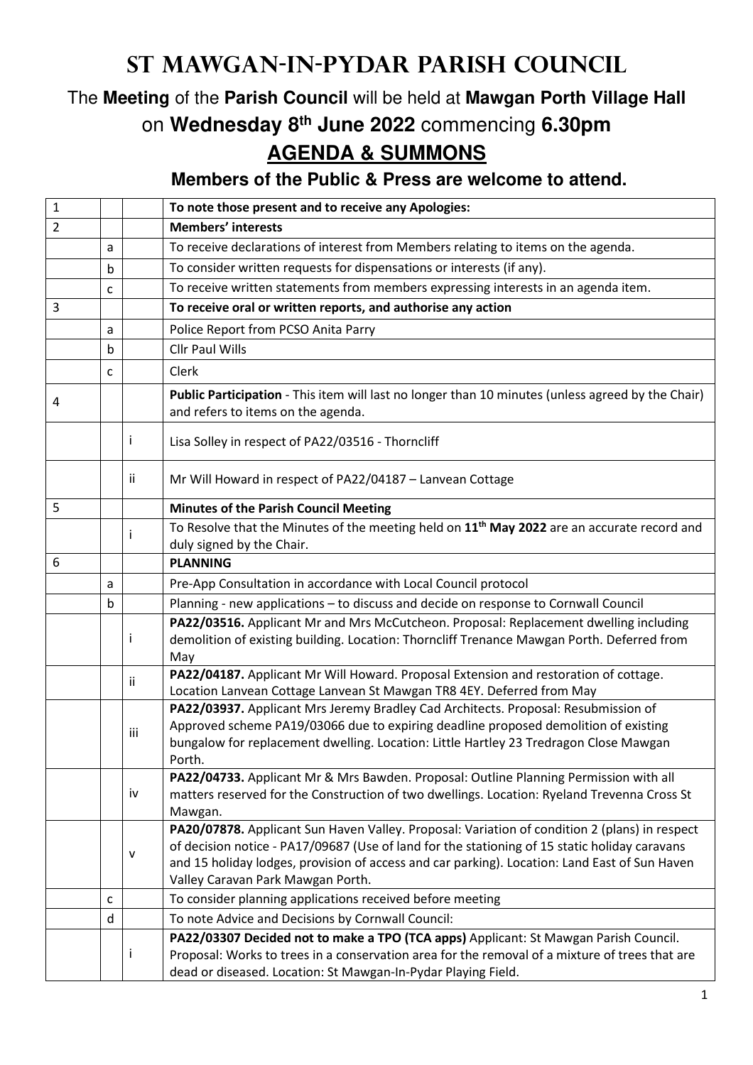# St Mawgan-in-Pydar Parish Council

The **Meeting** of the **Parish Council** will be held at **Mawgan Porth Village Hall** on **Wednesday 8th June 2022** commencing **6.30pm**

## AGENDA & SUMMONS

**Members of the Public & Press are welcome to attend.**

| | | | |
|---|---|---|---|
| 1 | | | **To note those present and to receive any Apologies:** |
| 2 | | | **Members' interests** |
| | a | | To receive declarations of interest from Members relating to items on the agenda. |
| | b | | To consider written requests for dispensations or interests (if any). |
| | c | | To receive written statements from members expressing interests in an agenda item. |
| 3 | | | **To receive oral or written reports, and authorise any action** |
| | a | | Police Report from PCSO Anita Parry |
| | b | | Cllr Paul Wills |
| | c | | Clerk |
| 4 | | | **Public Participation** - This item will last no longer than 10 minutes (unless agreed by the Chair) and refers to items on the agenda. |
| | | i | Lisa Solley in respect of PA22/03516 - Thorncliff |
| | | ii | Mr Will Howard in respect of PA22/04187 – Lanvean Cottage |
| 5 | | | **Minutes of the Parish Council Meeting** |
| | | i | To Resolve that the Minutes of the meeting held on **11th May 2022** are an accurate record and duly signed by the Chair. |
| 6 | | | **PLANNING** |
| | a | | Pre-App Consultation in accordance with Local Council protocol |
| | b | | Planning - new applications – to discuss and decide on response to Cornwall Council |
| | | i | **PA22/03516.** Applicant Mr and Mrs McCutcheon. Proposal: Replacement dwelling including demolition of existing building. Location: Thorncliff Trenance Mawgan Porth. Deferred from May |
| | | ii | **PA22/04187.** Applicant Mr Will Howard. Proposal Extension and restoration of cottage. Location Lanvean Cottage Lanvean St Mawgan TR8 4EY. Deferred from May |
| | | iii | **PA22/03937.** Applicant Mrs Jeremy Bradley Cad Architects. Proposal: Resubmission of Approved scheme PA19/03066 due to expiring deadline proposed demolition of existing bungalow for replacement dwelling. Location: Little Hartley 23 Tredragon Close Mawgan Porth. |
| | | iv | **PA22/04733.** Applicant Mr & Mrs Bawden. Proposal: Outline Planning Permission with all matters reserved for the Construction of two dwellings. Location: Ryeland Trevenna Cross St Mawgan. |
| | | v | **PA20/07878.** Applicant Sun Haven Valley. Proposal: Variation of condition 2 (plans) in respect of decision notice - PA17/09687 (Use of land for the stationing of 15 static holiday caravans and 15 holiday lodges, provision of access and car parking). Location: Land East of Sun Haven Valley Caravan Park Mawgan Porth. |
| | c | | To consider planning applications received before meeting |
| | d | | To note Advice and Decisions by Cornwall Council: |
| | | i | **PA22/03307 Decided not to make a TPO (TCA apps)** Applicant: St Mawgan Parish Council. Proposal: Works to trees in a conservation area for the removal of a mixture of trees that are dead or diseased. Location: St Mawgan-In-Pydar Playing Field. |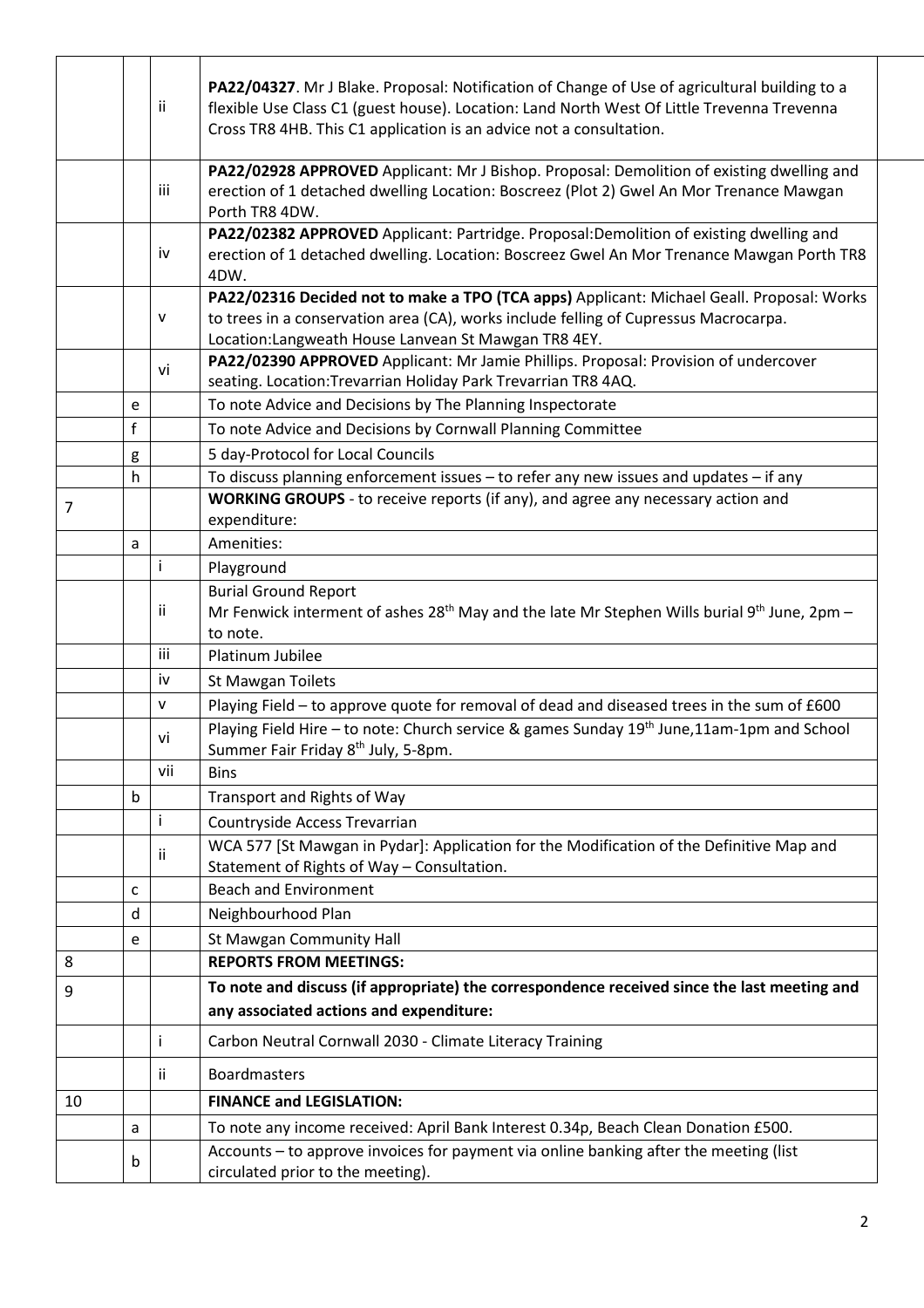| | | | |
|---|---|---|---|
| | | ii | **PA22/04327**. Mr J Blake. Proposal: Notification of Change of Use of agricultural building to a flexible Use Class C1 (guest house). Location: Land North West Of Little Trevenna Trevenna Cross TR8 4HB. This C1 application is an advice not a consultation. |
| | | iii | **PA22/02928 APPROVED** Applicant: Mr J Bishop. Proposal: Demolition of existing dwelling and erection of 1 detached dwelling Location: Boscreez (Plot 2) Gwel An Mor Trenance Mawgan Porth TR8 4DW. |
| | | iv | **PA22/02382 APPROVED** Applicant: Partridge. Proposal:Demolition of existing dwelling and erection of 1 detached dwelling. Location: Boscreez Gwel An Mor Trenance Mawgan Porth TR8 4DW. |
| | | v | **PA22/02316 Decided not to make a TPO (TCA apps)** Applicant: Michael Geall. Proposal: Works to trees in a conservation area (CA), works include felling of Cupressus Macrocarpa. Location:Langweath House Lanvean St Mawgan TR8 4EY. |
| | | vi | **PA22/02390 APPROVED** Applicant: Mr Jamie Phillips. Proposal: Provision of undercover seating. Location:Trevarrian Holiday Park Trevarrian TR8 4AQ. |
| | e | | To note Advice and Decisions by The Planning Inspectorate |
| | f | | To note Advice and Decisions by Cornwall Planning Committee |
| | g | | 5 day-Protocol for Local Councils |
| | h | | To discuss planning enforcement issues – to refer any new issues and updates – if any |
| 7 | | | **WORKING GROUPS** - to receive reports (if any), and agree any necessary action and expenditure: |
| | a | | Amenities: |
| | | i | Playground |
| | | ii | Burial Ground Report<br>Mr Fenwick interment of ashes 28th May and the late Mr Stephen Wills burial 9th June, 2pm – to note. |
| | | iii | Platinum Jubilee |
| | | iv | St Mawgan Toilets |
| | | v | Playing Field – to approve quote for removal of dead and diseased trees in the sum of £600 |
| | | vi | Playing Field Hire – to note: Church service & games Sunday 19th June,11am-1pm and School Summer Fair Friday 8th July, 5-8pm. |
| | | vii | Bins |
| | b | | Transport and Rights of Way |
| | | i | Countryside Access Trevarrian |
| | | ii | WCA 577 [St Mawgan in Pydar]: Application for the Modification of the Definitive Map and Statement of Rights of Way – Consultation. |
| | c | | Beach and Environment |
| | d | | Neighbourhood Plan |
| | e | | St Mawgan Community Hall |
| 8 | | | **REPORTS FROM MEETINGS:** |
| 9 | | | **To note and discuss (if appropriate) the correspondence received since the last meeting and any associated actions and expenditure:** |
| | | i | Carbon Neutral Cornwall 2030 - Climate Literacy Training |
| | | ii | Boardmasters |
| 10 | | | **FINANCE and LEGISLATION:** |
| | a | | To note any income received: April Bank Interest 0.34p, Beach Clean Donation £500. |
| | b | | Accounts – to approve invoices for payment via online banking after the meeting (list circulated prior to the meeting). |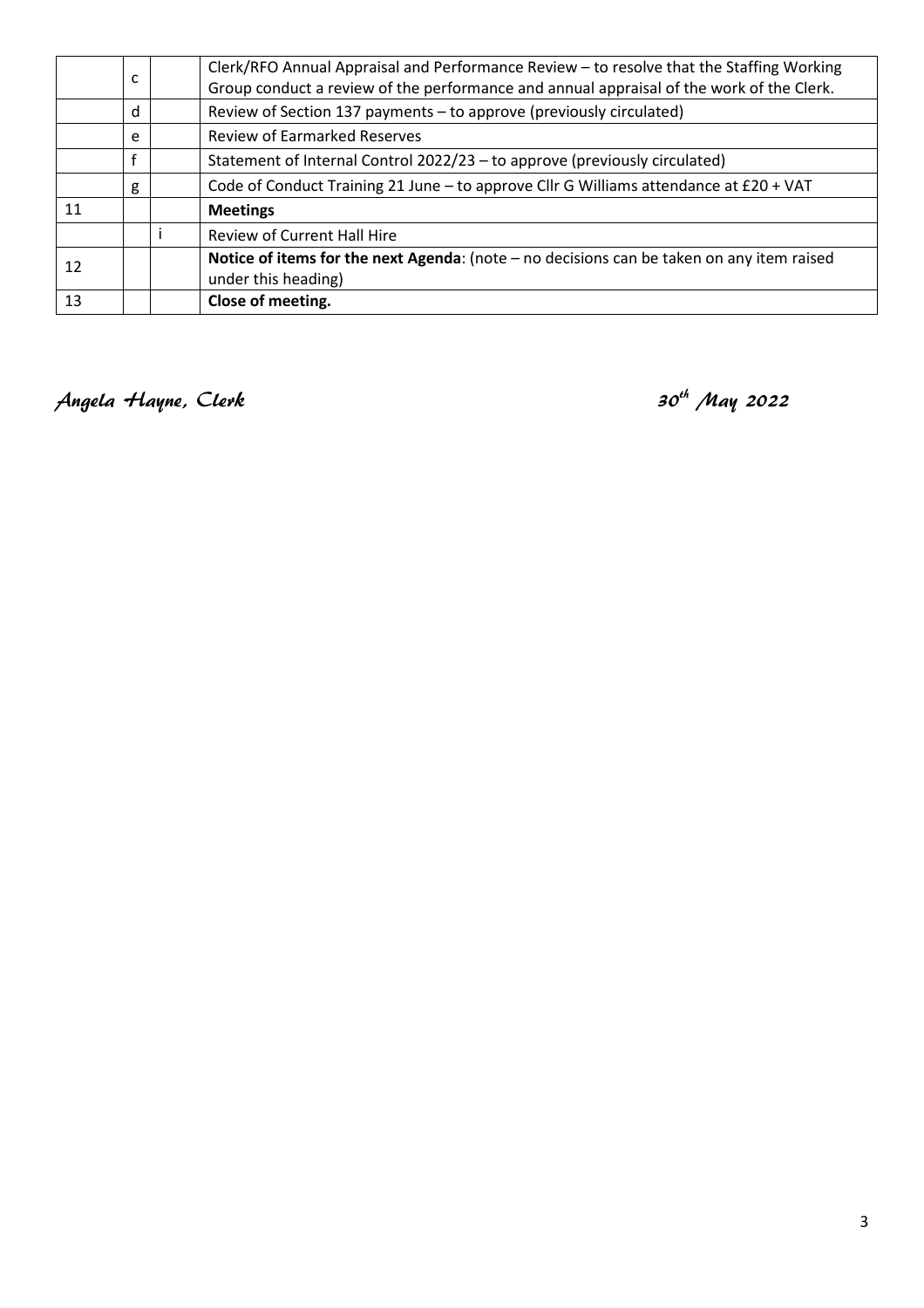| | | | |
|---|---|---|---|
| | c | | Clerk/RFO Annual Appraisal and Performance Review – to resolve that the Staffing Working Group conduct a review of the performance and annual appraisal of the work of the Clerk. |
| | d | | Review of Section 137 payments – to approve (previously circulated) |
| | e | | Review of Earmarked Reserves |
| | f | | Statement of Internal Control 2022/23 – to approve (previously circulated) |
| | g | | Code of Conduct Training 21 June – to approve Cllr G Williams attendance at £20 + VAT |
| 11 | | | **Meetings** |
| | | i | Review of Current Hall Hire |
| 12 | | | **Notice of items for the next Agenda**: (note – no decisions can be taken on any item raised under this heading) |
| 13 | | | **Close of meeting.** |

*Angela Hayne, Clerk* *30th May 2022*